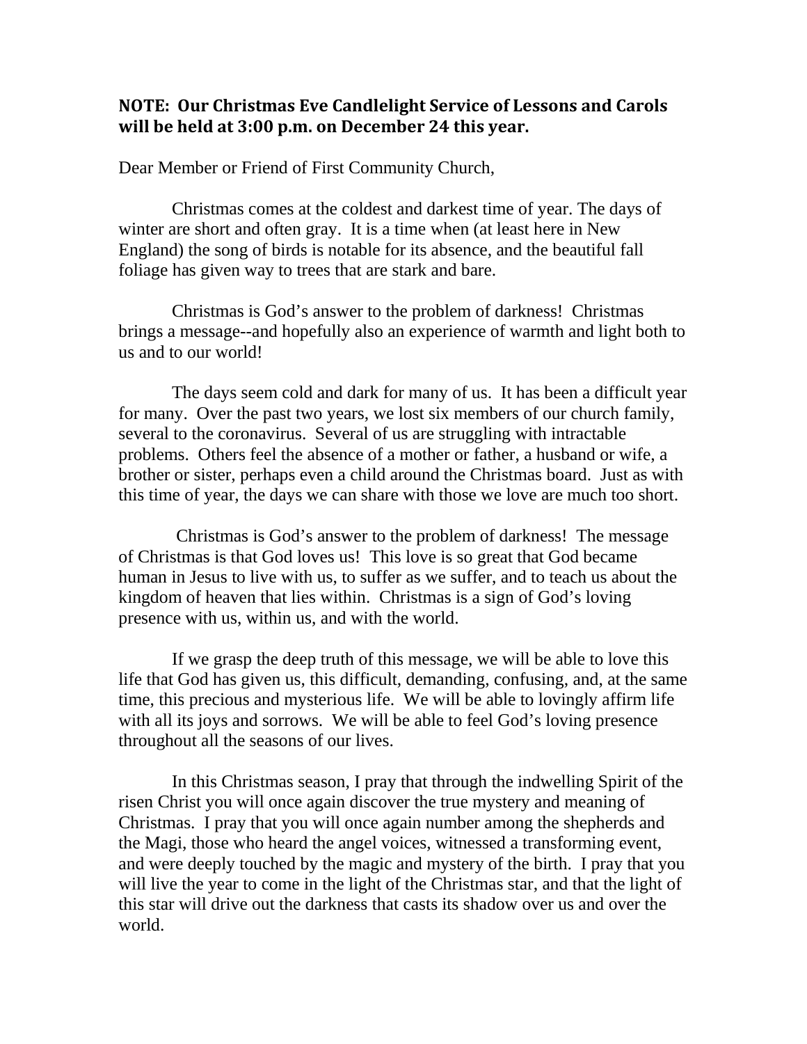**NOTE: Our Christmas Eve Candlelight Service of Lessons and Carols will be held at 3:00 p.m. on December 24 this year.**

Dear Member or Friend of First Community Church,

Christmas comes at the coldest and darkest time of year. The days of winter are short and often gray. It is a time when (at least here in New England) the song of birds is notable for its absence, and the beautiful fall foliage has given way to trees that are stark and bare.

Christmas is God's answer to the problem of darkness! Christmas brings a message--and hopefully also an experience of warmth and light both to us and to our world!

The days seem cold and dark for many of us. It has been a difficult year for many. Over the past two years, we lost six members of our church family, several to the coronavirus. Several of us are struggling with intractable problems. Others feel the absence of a mother or father, a husband or wife, a brother or sister, perhaps even a child around the Christmas board. Just as with this time of year, the days we can share with those we love are much too short.

Christmas is God's answer to the problem of darkness! The message of Christmas is that God loves us! This love is so great that God became human in Jesus to live with us, to suffer as we suffer, and to teach us about the kingdom of heaven that lies within. Christmas is a sign of God's loving presence with us, within us, and with the world.

If we grasp the deep truth of this message, we will be able to love this life that God has given us, this difficult, demanding, confusing, and, at the same time, this precious and mysterious life. We will be able to lovingly affirm life with all its joys and sorrows. We will be able to feel God's loving presence throughout all the seasons of our lives.

In this Christmas season, I pray that through the indwelling Spirit of the risen Christ you will once again discover the true mystery and meaning of Christmas. I pray that you will once again number among the shepherds and the Magi, those who heard the angel voices, witnessed a transforming event, and were deeply touched by the magic and mystery of the birth. I pray that you will live the year to come in the light of the Christmas star, and that the light of this star will drive out the darkness that casts its shadow over us and over the world.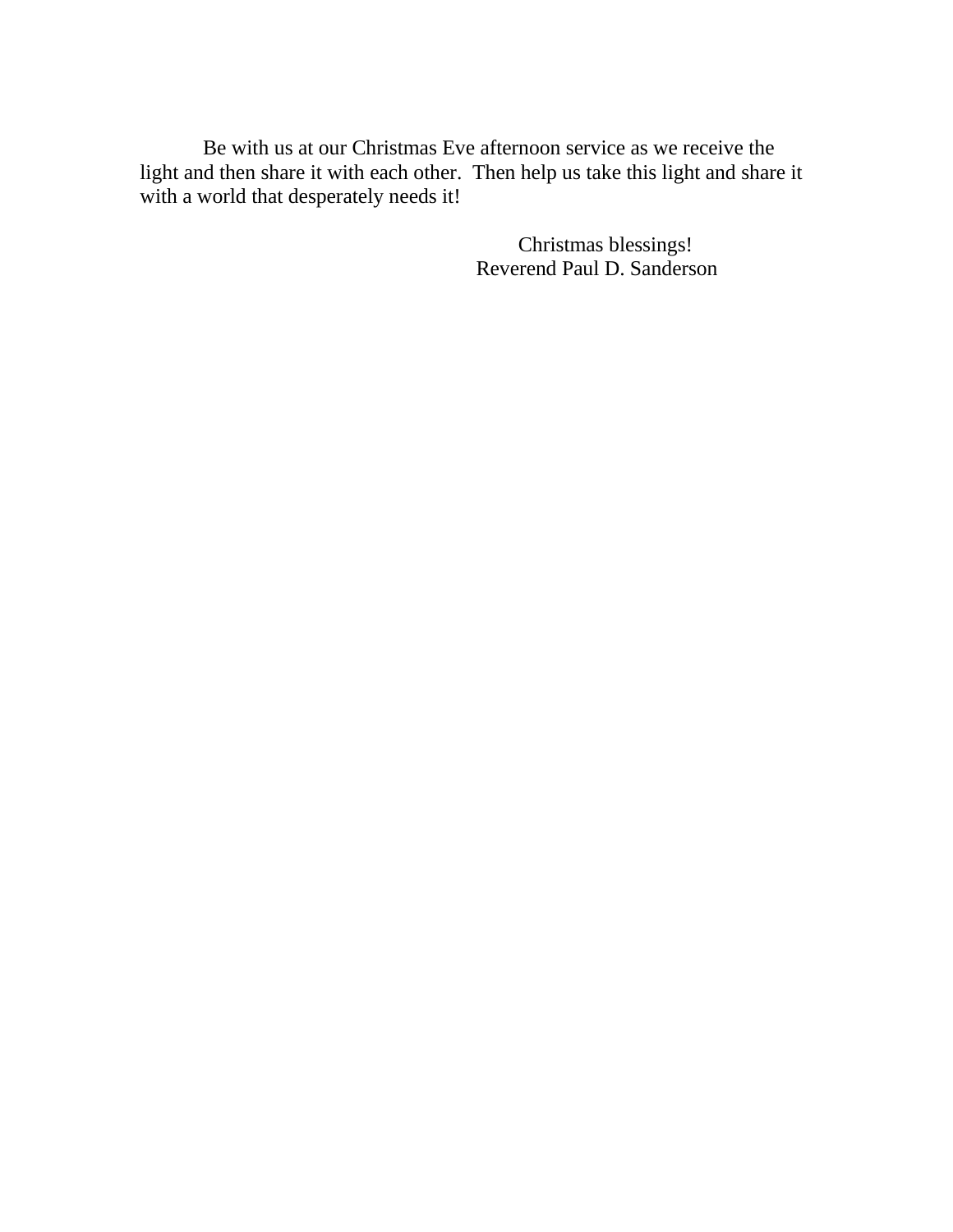Be with us at our Christmas Eve afternoon service as we receive the light and then share it with each other.  Then help us take this light and share it with a world that desperately needs it!

Christmas blessings!
Reverend Paul D. Sanderson